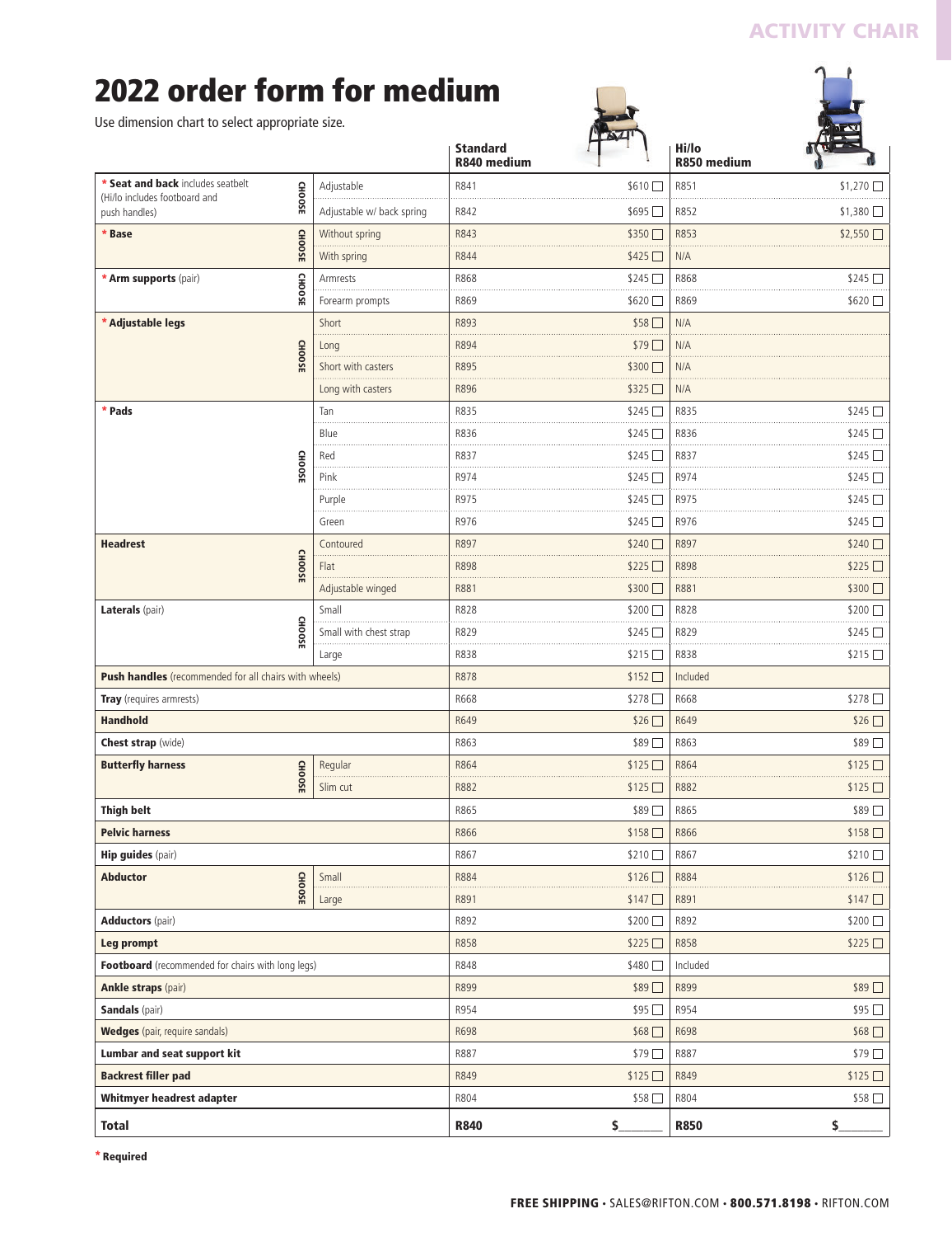# 2022 order form for medium

Use dimension chart to select appropriate size.

| | | | Standard R840 medium | | Hi/lo R850 medium | |
|---|---|---|---|---|---|---|
| * **Seat and back** includes seatbelt (Hi/lo includes footboard and push handles) | CHOOSE | Adjustable | R841 | $610 ☐ | R851 | $1,270 ☐ |
| | | Adjustable w/ back spring | R842 | $695 ☐ | R852 | $1,380 ☐ |
| * **Base** | CHOOSE | Without spring | R843 | $350 ☐ | R853 | $2,550 ☐ |
| | | With spring | R844 | $425 ☐ | N/A | |
| * **Arm supports** (pair) | CHOOSE | Armrests | R868 | $245 ☐ | R868 | $245 ☐ |
| | | Forearm prompts | R869 | $620 ☐ | R869 | $620 ☐ |
| * **Adjustable legs** | CHOOSE | Short | R893 | $58 ☐ | N/A | |
| | | Long | R894 | $79 ☐ | N/A | |
| | | Short with casters | R895 | $300 ☐ | N/A | |
| | | Long with casters | R896 | $325 ☐ | N/A | |
| * **Pads** | CHOOSE | Tan | R835 | $245 ☐ | R835 | $245 ☐ |
| | | Blue | R836 | $245 ☐ | R836 | $245 ☐ |
| | | Red | R837 | $245 ☐ | R837 | $245 ☐ |
| | | Pink | R974 | $245 ☐ | R974 | $245 ☐ |
| | | Purple | R975 | $245 ☐ | R975 | $245 ☐ |
| | | Green | R976 | $245 ☐ | R976 | $245 ☐ |
| **Headrest** | CHOOSE | Contoured | R897 | $240 ☐ | R897 | $240 ☐ |
| | | Flat | R898 | $225 ☐ | R898 | $225 ☐ |
| | | Adjustable winged | R881 | $300 ☐ | R881 | $300 ☐ |
| **Laterals** (pair) | CHOOSE | Small | R828 | $200 ☐ | R828 | $200 ☐ |
| | | Small with chest strap | R829 | $245 ☐ | R829 | $245 ☐ |
| | | Large | R838 | $215 ☐ | R838 | $215 ☐ |
| **Push handles** (recommended for all chairs with wheels) | | | R878 | $152 ☐ | Included | |
| **Tray** (requires armrests) | | | R668 | $278 ☐ | R668 | $278 ☐ |
| **Handhold** | | | R649 | $26 ☐ | R649 | $26 ☐ |
| **Chest strap** (wide) | | | R863 | $89 ☐ | R863 | $89 ☐ |
| **Butterfly harness** | CHOOSE | Regular | R864 | $125 ☐ | R864 | $125 ☐ |
| | | Slim cut | R882 | $125 ☐ | R882 | $125 ☐ |
| **Thigh belt** | | | R865 | $89 ☐ | R865 | $89 ☐ |
| **Pelvic harness** | | | R866 | $158 ☐ | R866 | $158 ☐ |
| **Hip guides** (pair) | | | R867 | $210 ☐ | R867 | $210 ☐ |
| **Abductor** | CHOOSE | Small | R884 | $126 ☐ | R884 | $126 ☐ |
| | | Large | R891 | $147 ☐ | R891 | $147 ☐ |
| **Adductors** (pair) | | | R892 | $200 ☐ | R892 | $200 ☐ |
| **Leg prompt** | | | R858 | $225 ☐ | R858 | $225 ☐ |
| **Footboard** (recommended for chairs with long legs) | | | R848 | $480 ☐ | Included | |
| **Ankle straps** (pair) | | | R899 | $89 ☐ | R899 | $89 ☐ |
| **Sandals** (pair) | | | R954 | $95 ☐ | R954 | $95 ☐ |
| **Wedges** (pair, require sandals) | | | R698 | $68 ☐ | R698 | $68 ☐ |
| **Lumbar and seat support kit** | | | R887 | $79 ☐ | R887 | $79 ☐ |
| **Backrest filler pad** | | | R849 | $125 ☐ | R849 | $125 ☐ |
| **Whitmyer headrest adapter** | | | R804 | $58 ☐ | R804 | $58 ☐ |
| **Total** | | | **R840** | **$**______ | **R850** | **$**______ |

\* **Required**

**FREE SHIPPING** • SALES@RIFTON.COM • **800.571.8198** • RIFTON.COM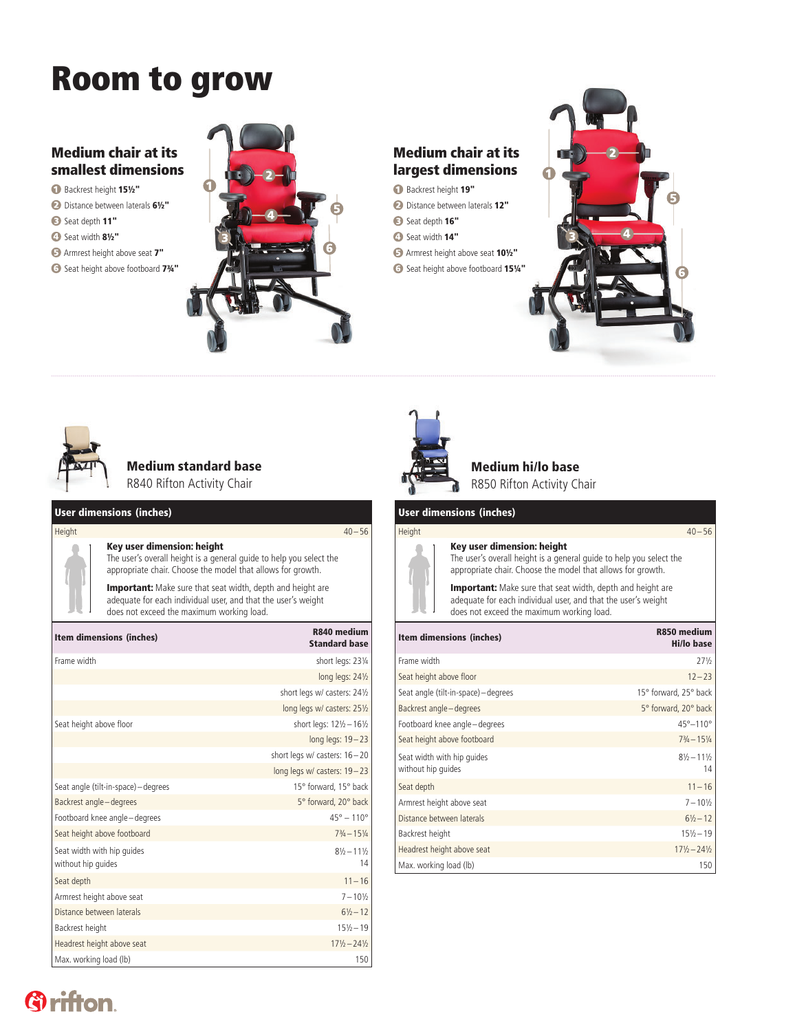# Room to grow

## Medium chair at its smallest dimensions

1. Backrest height **15½"**
2. Distance between laterals **6½"**
3. Seat depth **11"**
4. Seat width **8½"**
5. Armrest height above seat **7"**
6. Seat height above footboard **7¾"**

## Medium chair at its largest dimensions

1. Backrest height **19"**
2. Distance between laterals **12"**
3. Seat depth **16"**
4. Seat width **14"**
5. Armrest height above seat **10½"**
6. Seat height above footboard **15¼"**

## Medium standard base

R840 Rifton Activity Chair

| User dimensions (inches) | |
|---|---|
| Height | 40 – 56 |

**Key user dimension: height**
The user's overall height is a general guide to help you select the appropriate chair. Choose the model that allows for growth.

**Important:** Make sure that seat width, depth and height are adequate for each individual user, and that the user's weight does not exceed the maximum working load.

| Item dimensions (inches) | R840 medium Standard base |
|---|---|
| Frame width | short legs: 23¼ |
| | long legs: 24½ |
| | short legs w/ casters: 24½ |
| | long legs w/ casters: 25½ |
| Seat height above floor | short legs: 12½ – 16½ |
| | long legs: 19 – 23 |
| | short legs w/ casters: 16 – 20 |
| | long legs w/ casters: 19 – 23 |
| Seat angle (tilt-in-space) – degrees | 15° forward, 15° back |
| Backrest angle – degrees | 5° forward, 20° back |
| Footboard knee angle – degrees | 45° – 110° |
| Seat height above footboard | 7¾ – 15¼ |
| Seat width with hip guides | 8½ – 11½ |
| without hip guides | 14 |
| Seat depth | 11 – 16 |
| Armrest height above seat | 7 – 10½ |
| Distance between laterals | 6½ – 12 |
| Backrest height | 15½ – 19 |
| Headrest height above seat | 17½ – 24½ |
| Max. working load (lb) | 150 |

## Medium hi/lo base

R850 Rifton Activity Chair

| User dimensions (inches) | |
|---|---|
| Height | 40 – 56 |

**Key user dimension: height**
The user's overall height is a general guide to help you select the appropriate chair. Choose the model that allows for growth.

**Important:** Make sure that seat width, depth and height are adequate for each individual user, and that the user's weight does not exceed the maximum working load.

| Item dimensions (inches) | R850 medium Hi/lo base |
|---|---|
| Frame width | 27½ |
| Seat height above floor | 12 – 23 |
| Seat angle (tilt-in-space) – degrees | 15° forward, 25° back |
| Backrest angle – degrees | 5° forward, 20° back |
| Footboard knee angle – degrees | 45° – 110° |
| Seat height above footboard | 7¾ – 15¼ |
| Seat width with hip guides | 8½ – 11½ |
| without hip guides | 14 |
| Seat depth | 11 – 16 |
| Armrest height above seat | 7 – 10½ |
| Distance between laterals | 6½ – 12 |
| Backrest height | 15½ – 19 |
| Headrest height above seat | 17½ – 24½ |
| Max. working load (lb) | 150 |

rifton